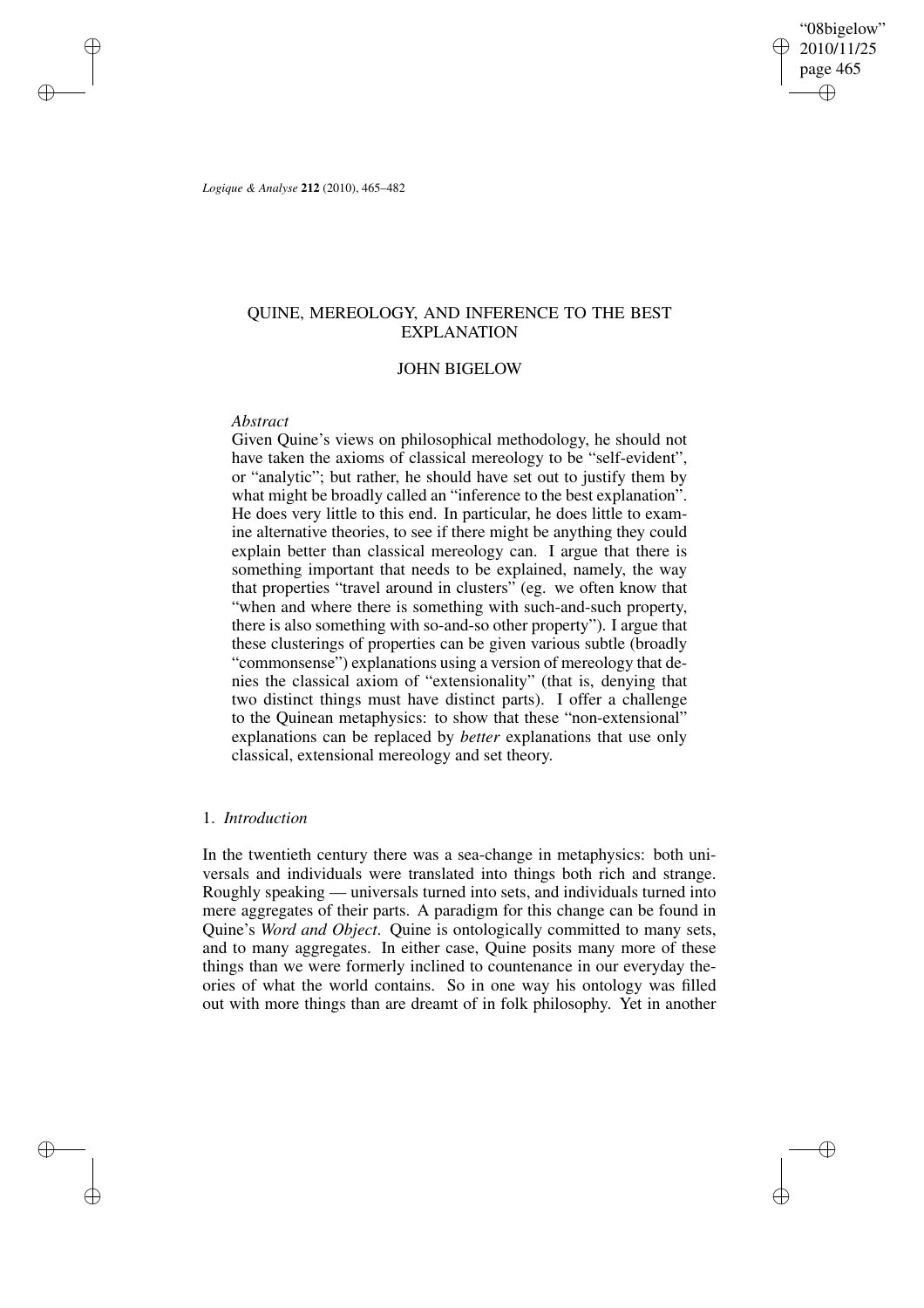# QUINE, MEREOLOGY, AND INFERENCE TO THE BEST EXPLANATION

JOHN BIGELOW

*Abstract*

Given Quine's views on philosophical methodology, he should not have taken the axioms of classical mereology to be "self-evident", or "analytic"; but rather, he should have set out to justify them by what might be broadly called an "inference to the best explanation". He does very little to this end. In particular, he does little to examine alternative theories, to see if there might be anything they could explain better than classical mereology can. I argue that there is something important that needs to be explained, namely, the way that properties "travel around in clusters" (eg. we often know that "when and where there is something with such-and-such property, there is also something with so-and-so other property"). I argue that these clusterings of properties can be given various subtle (broadly "commonsense") explanations using a version of mereology that denies the classical axiom of "extensionality" (that is, denying that two distinct things must have distinct parts). I offer a challenge to the Quinean metaphysics: to show that these "non-extensional" explanations can be replaced by *better* explanations that use only classical, extensional mereology and set theory.

## 1. *Introduction*

In the twentieth century there was a sea-change in metaphysics: both universals and individuals were translated into things both rich and strange. Roughly speaking — universals turned into sets, and individuals turned into mere aggregates of their parts. A paradigm for this change can be found in Quine's *Word and Object*. Quine is ontologically committed to many sets, and to many aggregates. In either case, Quine posits many more of these things than we were formerly inclined to countenance in our everyday theories of what the world contains. So in one way his ontology was filled out with more things than are dreamt of in folk philosophy. Yet in another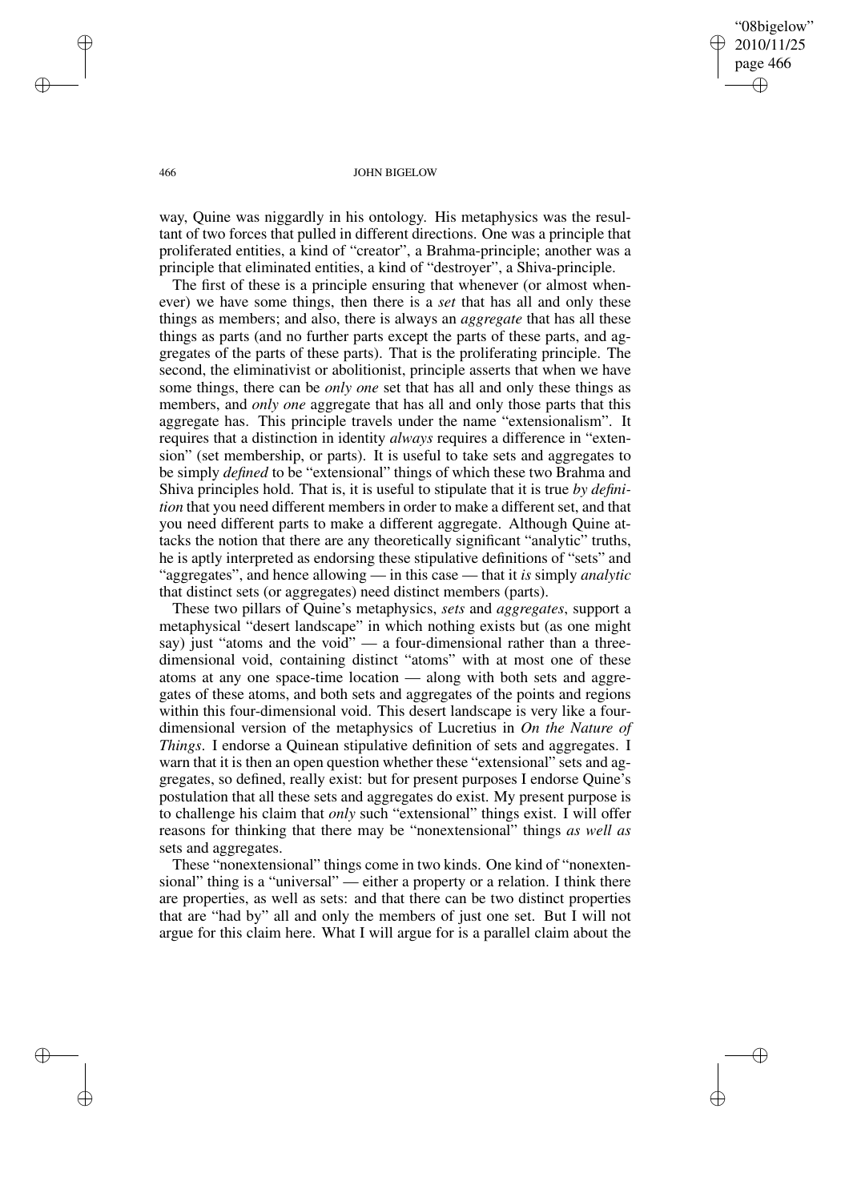way, Quine was niggardly in his ontology. His metaphysics was the resultant of two forces that pulled in different directions. One was a principle that proliferated entities, a kind of "creator", a Brahma-principle; another was a principle that eliminated entities, a kind of "destroyer", a Shiva-principle.

The first of these is a principle ensuring that whenever (or almost whenever) we have some things, then there is a *set* that has all and only these things as members; and also, there is always an *aggregate* that has all these things as parts (and no further parts except the parts of these parts, and aggregates of the parts of these parts). That is the proliferating principle. The second, the eliminativist or abolitionist, principle asserts that when we have some things, there can be *only one* set that has all and only these things as members, and *only one* aggregate that has all and only those parts that this aggregate has. This principle travels under the name "extensionalism". It requires that a distinction in identity *always* requires a difference in "extension" (set membership, or parts). It is useful to take sets and aggregates to be simply *defined* to be "extensional" things of which these two Brahma and Shiva principles hold. That is, it is useful to stipulate that it is true *by definition* that you need different members in order to make a different set, and that you need different parts to make a different aggregate. Although Quine attacks the notion that there are any theoretically significant "analytic" truths, he is aptly interpreted as endorsing these stipulative definitions of "sets" and "aggregates", and hence allowing — in this case — that it *is* simply *analytic* that distinct sets (or aggregates) need distinct members (parts).

These two pillars of Quine's metaphysics, *sets* and *aggregates*, support a metaphysical "desert landscape" in which nothing exists but (as one might say) just "atoms and the void" — a four-dimensional rather than a three-dimensional void, containing distinct "atoms" with at most one of these atoms at any one space-time location — along with both sets and aggregates of these atoms, and both sets and aggregates of the points and regions within this four-dimensional void. This desert landscape is very like a four-dimensional version of the metaphysics of Lucretius in *On the Nature of Things*. I endorse a Quinean stipulative definition of sets and aggregates. I warn that it is then an open question whether these "extensional" sets and aggregates, so defined, really exist: but for present purposes I endorse Quine's postulation that all these sets and aggregates do exist. My present purpose is to challenge his claim that *only* such "extensional" things exist. I will offer reasons for thinking that there may be "nonextensional" things *as well as* sets and aggregates.

These "nonextensional" things come in two kinds. One kind of "nonextensional" thing is a "universal" — either a property or a relation. I think there are properties, as well as sets: and that there can be two distinct properties that are "had by" all and only the members of just one set. But I will not argue for this claim here. What I will argue for is a parallel claim about the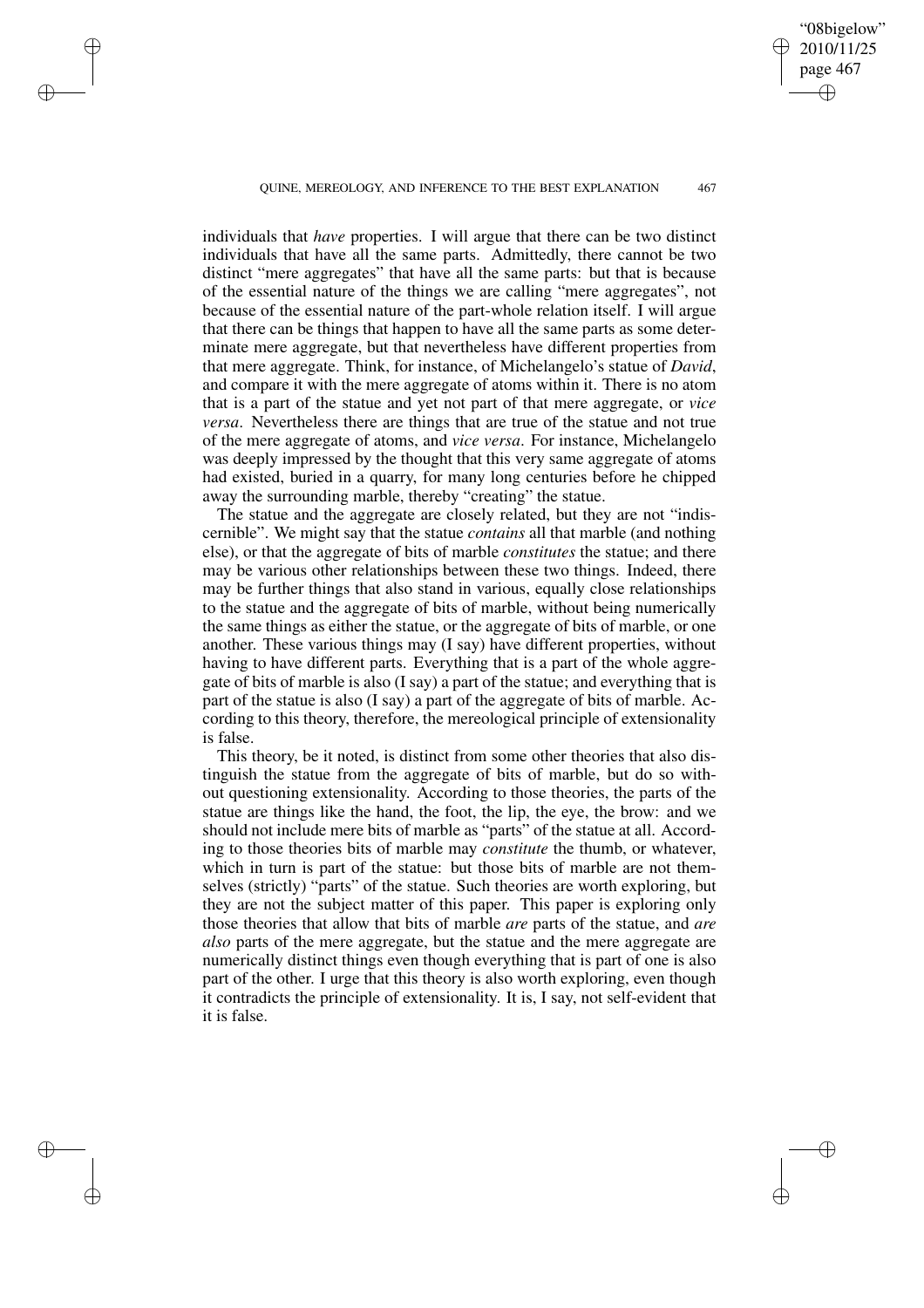individuals that *have* properties. I will argue that there can be two distinct individuals that have all the same parts. Admittedly, there cannot be two distinct "mere aggregates" that have all the same parts: but that is because of the essential nature of the things we are calling "mere aggregates", not because of the essential nature of the part-whole relation itself. I will argue that there can be things that happen to have all the same parts as some determinate mere aggregate, but that nevertheless have different properties from that mere aggregate. Think, for instance, of Michelangelo's statue of *David*, and compare it with the mere aggregate of atoms within it. There is no atom that is a part of the statue and yet not part of that mere aggregate, or *vice versa*. Nevertheless there are things that are true of the statue and not true of the mere aggregate of atoms, and *vice versa*. For instance, Michelangelo was deeply impressed by the thought that this very same aggregate of atoms had existed, buried in a quarry, for many long centuries before he chipped away the surrounding marble, thereby "creating" the statue.

The statue and the aggregate are closely related, but they are not "indiscernible". We might say that the statue *contains* all that marble (and nothing else), or that the aggregate of bits of marble *constitutes* the statue; and there may be various other relationships between these two things. Indeed, there may be further things that also stand in various, equally close relationships to the statue and the aggregate of bits of marble, without being numerically the same things as either the statue, or the aggregate of bits of marble, or one another. These various things may (I say) have different properties, without having to have different parts. Everything that is a part of the whole aggregate of bits of marble is also (I say) a part of the statue; and everything that is part of the statue is also (I say) a part of the aggregate of bits of marble. According to this theory, therefore, the mereological principle of extensionality is false.

This theory, be it noted, is distinct from some other theories that also distinguish the statue from the aggregate of bits of marble, but do so without questioning extensionality. According to those theories, the parts of the statue are things like the hand, the foot, the lip, the eye, the brow: and we should not include mere bits of marble as "parts" of the statue at all. According to those theories bits of marble may *constitute* the thumb, or whatever, which in turn is part of the statue: but those bits of marble are not themselves (strictly) "parts" of the statue. Such theories are worth exploring, but they are not the subject matter of this paper. This paper is exploring only those theories that allow that bits of marble *are* parts of the statue, and *are also* parts of the mere aggregate, but the statue and the mere aggregate are numerically distinct things even though everything that is part of one is also part of the other. I urge that this theory is also worth exploring, even though it contradicts the principle of extensionality. It is, I say, not self-evident that it is false.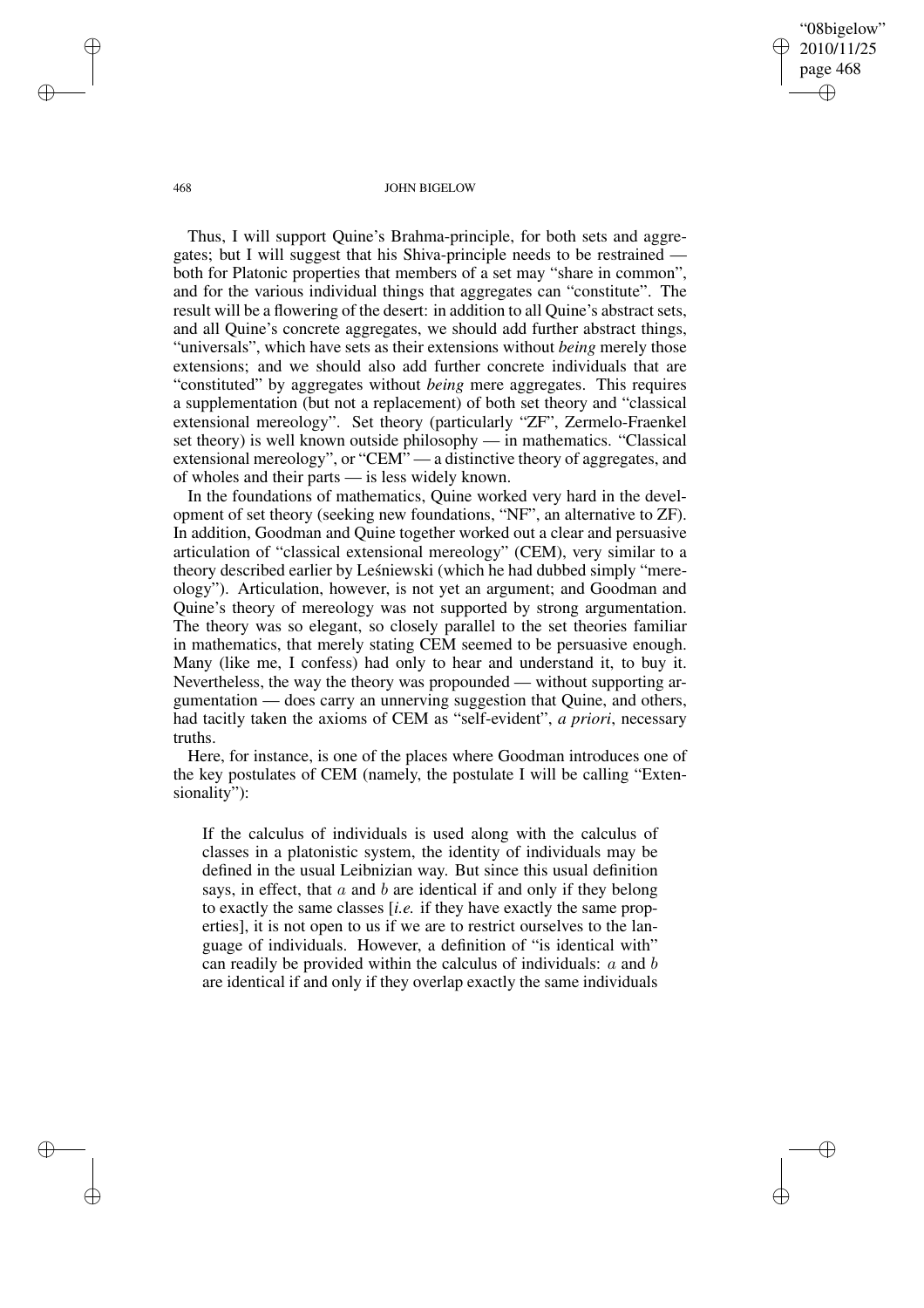Thus, I will support Quine's Brahma-principle, for both sets and aggregates; but I will suggest that his Shiva-principle needs to be restrained — both for Platonic properties that members of a set may "share in common", and for the various individual things that aggregates can "constitute". The result will be a flowering of the desert: in addition to all Quine's abstract sets, and all Quine's concrete aggregates, we should add further abstract things, "universals", which have sets as their extensions without *being* merely those extensions; and we should also add further concrete individuals that are "constituted" by aggregates without *being* mere aggregates. This requires a supplementation (but not a replacement) of both set theory and "classical extensional mereology". Set theory (particularly "ZF", Zermelo-Fraenkel set theory) is well known outside philosophy — in mathematics. "Classical extensional mereology", or "CEM" — a distinctive theory of aggregates, and of wholes and their parts — is less widely known.

In the foundations of mathematics, Quine worked very hard in the development of set theory (seeking new foundations, "NF", an alternative to ZF). In addition, Goodman and Quine together worked out a clear and persuasive articulation of "classical extensional mereology" (CEM), very similar to a theory described earlier by Leśniewski (which he had dubbed simply "mereology"). Articulation, however, is not yet an argument; and Goodman and Quine's theory of mereology was not supported by strong argumentation. The theory was so elegant, so closely parallel to the set theories familiar in mathematics, that merely stating CEM seemed to be persuasive enough. Many (like me, I confess) had only to hear and understand it, to buy it. Nevertheless, the way the theory was propounded — without supporting argumentation — does carry an unnerving suggestion that Quine, and others, had tacitly taken the axioms of CEM as "self-evident", *a priori*, necessary truths.

Here, for instance, is one of the places where Goodman introduces one of the key postulates of CEM (namely, the postulate I will be calling "Extensionality"):

> If the calculus of individuals is used along with the calculus of classes in a platonistic system, the identity of individuals may be defined in the usual Leibnizian way. But since this usual definition says, in effect, that $a$ and $b$ are identical if and only if they belong to exactly the same classes [*i.e.* if they have exactly the same properties], it is not open to us if we are to restrict ourselves to the language of individuals. However, a definition of "is identical with" can readily be provided within the calculus of individuals: $a$ and $b$ are identical if and only if they overlap exactly the same individuals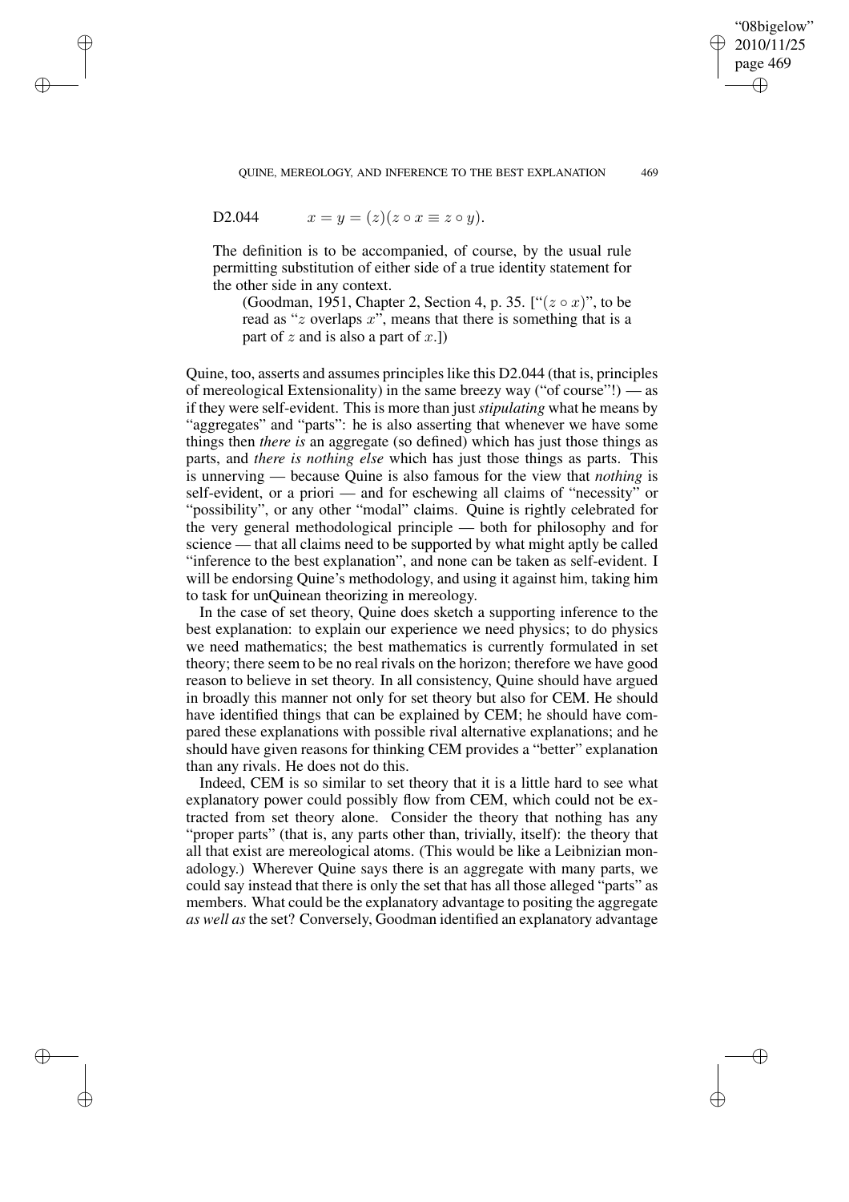D2.044 $\qquad x = y = (z)(z \circ x \equiv z \circ y)$.

> The definition is to be accompanied, of course, by the usual rule permitting substitution of either side of a true identity statement for the other side in any context.
>
> (Goodman, 1951, Chapter 2, Section 4, p. 35. ["$(z \circ x)$", to be read as "$z$ overlaps $x$", means that there is something that is a part of $z$ and is also a part of $x$.])

Quine, too, asserts and assumes principles like this D2.044 (that is, principles of mereological Extensionality) in the same breezy way ("of course"!) — as if they were self-evident. This is more than just *stipulating* what he means by "aggregates" and "parts": he is also asserting that whenever we have some things then *there is* an aggregate (so defined) which has just those things as parts, and *there is nothing else* which has just those things as parts. This is unnerving — because Quine is also famous for the view that *nothing* is self-evident, or a priori — and for eschewing all claims of "necessity" or "possibility", or any other "modal" claims. Quine is rightly celebrated for the very general methodological principle — both for philosophy and for science — that all claims need to be supported by what might aptly be called "inference to the best explanation", and none can be taken as self-evident. I will be endorsing Quine's methodology, and using it against him, taking him to task for unQuinean theorizing in mereology.

In the case of set theory, Quine does sketch a supporting inference to the best explanation: to explain our experience we need physics; to do physics we need mathematics; the best mathematics is currently formulated in set theory; there seem to be no real rivals on the horizon; therefore we have good reason to believe in set theory. In all consistency, Quine should have argued in broadly this manner not only for set theory but also for CEM. He should have identified things that can be explained by CEM; he should have compared these explanations with possible rival alternative explanations; and he should have given reasons for thinking CEM provides a "better" explanation than any rivals. He does not do this.

Indeed, CEM is so similar to set theory that it is a little hard to see what explanatory power could possibly flow from CEM, which could not be extracted from set theory alone. Consider the theory that nothing has any "proper parts" (that is, any parts other than, trivially, itself): the theory that all that exist are mereological atoms. (This would be like a Leibnizian monadology.) Wherever Quine says there is an aggregate with many parts, we could say instead that there is only the set that has all those alleged "parts" as members. What could be the explanatory advantage to positing the aggregate *as well as* the set? Conversely, Goodman identified an explanatory advantage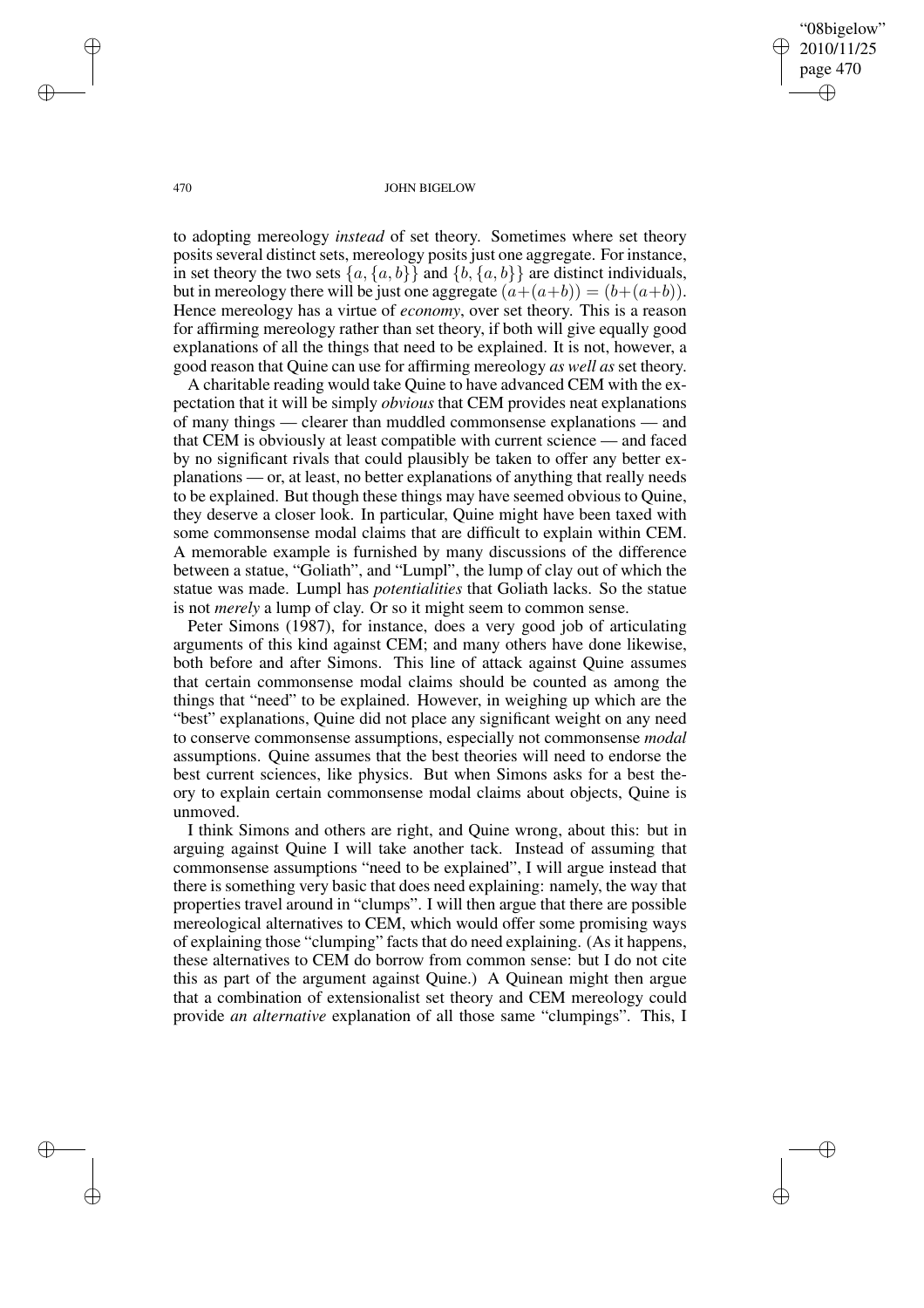to adopting mereology *instead* of set theory. Sometimes where set theory posits several distinct sets, mereology posits just one aggregate. For instance, in set theory the two sets $\{a, \{a, b\}\}$ and $\{b, \{a, b\}\}$ are distinct individuals, but in mereology there will be just one aggregate $(a+(a+b)) = (b+(a+b))$. Hence mereology has a virtue of *economy*, over set theory. This is a reason for affirming mereology rather than set theory, if both will give equally good explanations of all the things that need to be explained. It is not, however, a good reason that Quine can use for affirming mereology *as well as* set theory.

A charitable reading would take Quine to have advanced CEM with the expectation that it will be simply *obvious* that CEM provides neat explanations of many things — clearer than muddled commonsense explanations — and that CEM is obviously at least compatible with current science — and faced by no significant rivals that could plausibly be taken to offer any better explanations — or, at least, no better explanations of anything that really needs to be explained. But though these things may have seemed obvious to Quine, they deserve a closer look. In particular, Quine might have been taxed with some commonsense modal claims that are difficult to explain within CEM. A memorable example is furnished by many discussions of the difference between a statue, "Goliath", and "Lumpl", the lump of clay out of which the statue was made. Lumpl has *potentialities* that Goliath lacks. So the statue is not *merely* a lump of clay. Or so it might seem to common sense.

Peter Simons (1987), for instance, does a very good job of articulating arguments of this kind against CEM; and many others have done likewise, both before and after Simons. This line of attack against Quine assumes that certain commonsense modal claims should be counted as among the things that "need" to be explained. However, in weighing up which are the "best" explanations, Quine did not place any significant weight on any need to conserve commonsense assumptions, especially not commonsense *modal* assumptions. Quine assumes that the best theories will need to endorse the best current sciences, like physics. But when Simons asks for a best theory to explain certain commonsense modal claims about objects, Quine is unmoved.

I think Simons and others are right, and Quine wrong, about this: but in arguing against Quine I will take another tack. Instead of assuming that commonsense assumptions "need to be explained", I will argue instead that there is something very basic that does need explaining: namely, the way that properties travel around in "clumps". I will then argue that there are possible mereological alternatives to CEM, which would offer some promising ways of explaining those "clumping" facts that do need explaining. (As it happens, these alternatives to CEM do borrow from common sense: but I do not cite this as part of the argument against Quine.) A Quinean might then argue that a combination of extensionalist set theory and CEM mereology could provide *an alternative* explanation of all those same "clumpings". This, I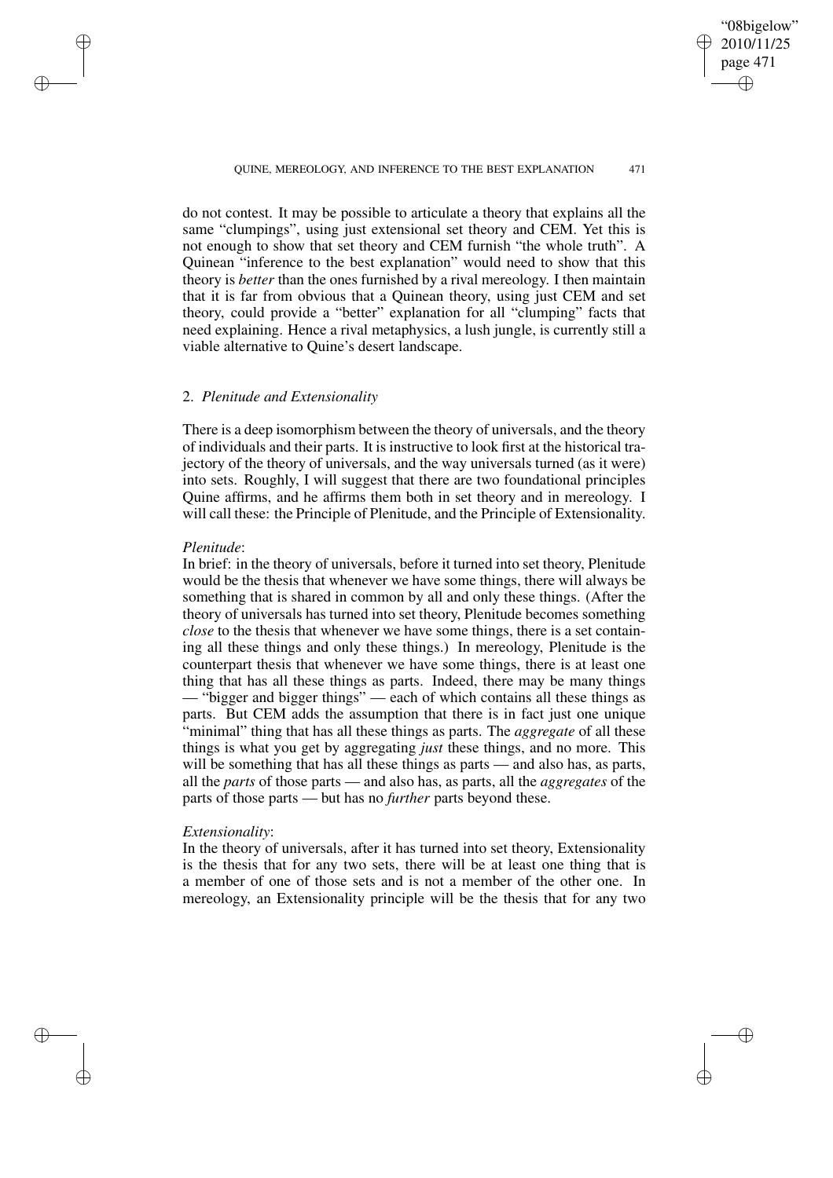do not contest. It may be possible to articulate a theory that explains all the same "clumpings", using just extensional set theory and CEM. Yet this is not enough to show that set theory and CEM furnish "the whole truth". A Quinean "inference to the best explanation" would need to show that this theory is *better* than the ones furnished by a rival mereology. I then maintain that it is far from obvious that a Quinean theory, using just CEM and set theory, could provide a "better" explanation for all "clumping" facts that need explaining. Hence a rival metaphysics, a lush jungle, is currently still a viable alternative to Quine's desert landscape.

## 2. *Plenitude and Extensionality*

There is a deep isomorphism between the theory of universals, and the theory of individuals and their parts. It is instructive to look first at the historical trajectory of the theory of universals, and the way universals turned (as it were) into sets. Roughly, I will suggest that there are two foundational principles Quine affirms, and he affirms them both in set theory and in mereology. I will call these: the Principle of Plenitude, and the Principle of Extensionality.

*Plenitude*:
In brief: in the theory of universals, before it turned into set theory, Plenitude would be the thesis that whenever we have some things, there will always be something that is shared in common by all and only these things. (After the theory of universals has turned into set theory, Plenitude becomes something *close* to the thesis that whenever we have some things, there is a set containing all these things and only these things.) In mereology, Plenitude is the counterpart thesis that whenever we have some things, there is at least one thing that has all these things as parts. Indeed, there may be many things — "bigger and bigger things" — each of which contains all these things as parts. But CEM adds the assumption that there is in fact just one unique "minimal" thing that has all these things as parts. The *aggregate* of all these things is what you get by aggregating *just* these things, and no more. This will be something that has all these things as parts — and also has, as parts, all the *parts* of those parts — and also has, as parts, all the *aggregates* of the parts of those parts — but has no *further* parts beyond these.

*Extensionality*:
In the theory of universals, after it has turned into set theory, Extensionality is the thesis that for any two sets, there will be at least one thing that is a member of one of those sets and is not a member of the other one. In mereology, an Extensionality principle will be the thesis that for any two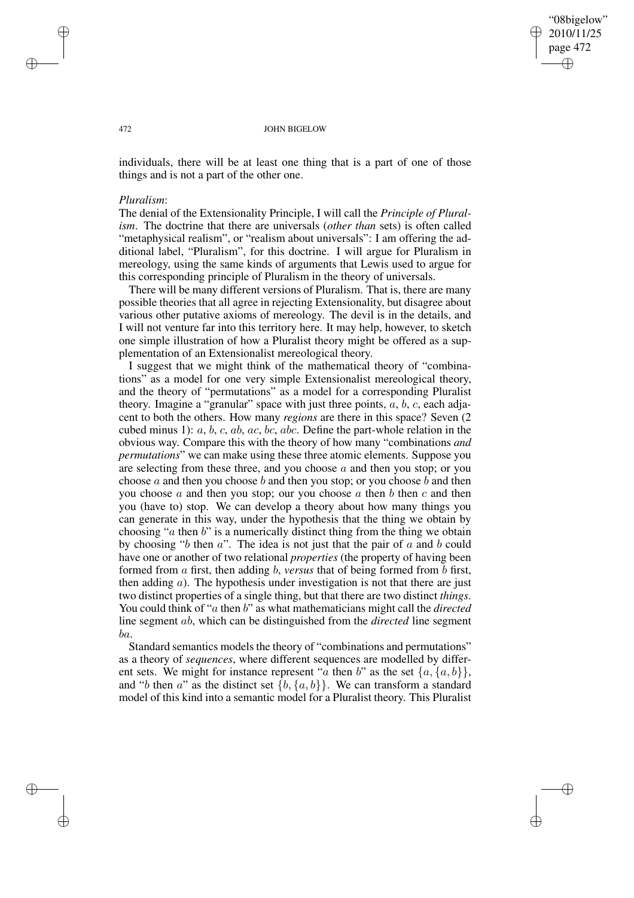individuals, there will be at least one thing that is a part of one of those things and is not a part of the other one.

*Pluralism*:

The denial of the Extensionality Principle, I will call the *Principle of Pluralism*. The doctrine that there are universals (*other than* sets) is often called "metaphysical realism", or "realism about universals": I am offering the additional label, "Pluralism", for this doctrine. I will argue for Pluralism in mereology, using the same kinds of arguments that Lewis used to argue for this corresponding principle of Pluralism in the theory of universals.

There will be many different versions of Pluralism. That is, there are many possible theories that all agree in rejecting Extensionality, but disagree about various other putative axioms of mereology. The devil is in the details, and I will not venture far into this territory here. It may help, however, to sketch one simple illustration of how a Pluralist theory might be offered as a supplementation of an Extensionalist mereological theory.

I suggest that we might think of the mathematical theory of "combinations" as a model for one very simple Extensionalist mereological theory, and the theory of "permutations" as a model for a corresponding Pluralist theory. Imagine a "granular" space with just three points, $a$, $b$, $c$, each adjacent to both the others. How many *regions* are there in this space? Seven (2 cubed minus 1): $a$, $b$, $c$, $ab$, $ac$, $bc$, $abc$. Define the part-whole relation in the obvious way. Compare this with the theory of how many "combinations *and permutations*" we can make using these three atomic elements. Suppose you are selecting from these three, and you choose $a$ and then you stop; or you choose $a$ and then you choose $b$ and then you stop; or you choose $b$ and then you choose $a$ and then you stop; our you choose $a$ then $b$ then $c$ and then you (have to) stop. We can develop a theory about how many things you can generate in this way, under the hypothesis that the thing we obtain by choosing "$a$ then $b$" is a numerically distinct thing from the thing we obtain by choosing "$b$ then $a$". The idea is not just that the pair of $a$ and $b$ could have one or another of two relational *properties* (the property of having been formed from $a$ first, then adding $b$, *versus* that of being formed from $b$ first, then adding $a$). The hypothesis under investigation is not that there are just two distinct properties of a single thing, but that there are two distinct *things*. You could think of "$a$ then $b$" as what mathematicians might call the *directed* line segment $ab$, which can be distinguished from the *directed* line segment $ba$.

Standard semantics models the theory of "combinations and permutations" as a theory of *sequences*, where different sequences are modelled by different sets. We might for instance represent "$a$ then $b$" as the set $\{a, \{a, b\}\}$, and "$b$ then $a$" as the distinct set $\{b, \{a, b\}\}$. We can transform a standard model of this kind into a semantic model for a Pluralist theory. This Pluralist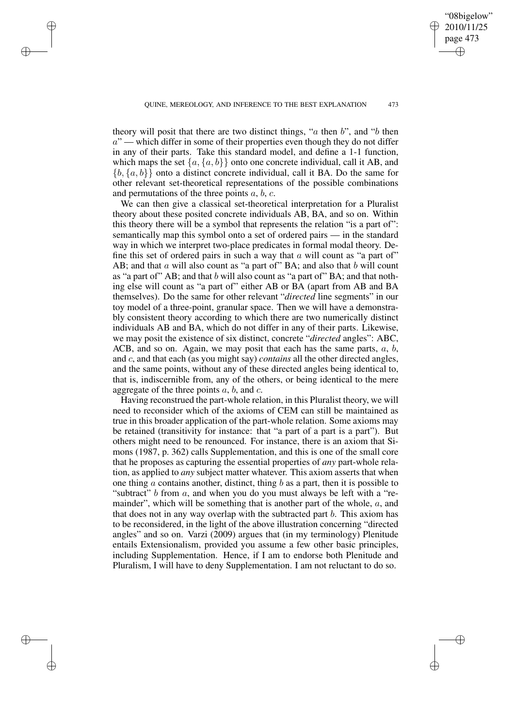theory will posit that there are two distinct things, "$a$ then $b$", and "$b$ then $a$" — which differ in some of their properties even though they do not differ in any of their parts. Take this standard model, and define a 1-1 function, which maps the set $\{a, \{a, b\}\}$ onto one concrete individual, call it AB, and $\{b, \{a, b\}\}$ onto a distinct concrete individual, call it BA. Do the same for other relevant set-theoretical representations of the possible combinations and permutations of the three points $a$, $b$, $c$.

We can then give a classical set-theoretical interpretation for a Pluralist theory about these posited concrete individuals AB, BA, and so on. Within this theory there will be a symbol that represents the relation "is a part of": semantically map this symbol onto a set of ordered pairs — in the standard way in which we interpret two-place predicates in formal modal theory. Define this set of ordered pairs in such a way that $a$ will count as "a part of" AB; and that $a$ will also count as "a part of" BA; and also that $b$ will count as "a part of" AB; and that $b$ will also count as "a part of" BA; and that nothing else will count as "a part of" either AB or BA (apart from AB and BA themselves). Do the same for other relevant "*directed* line segments" in our toy model of a three-point, granular space. Then we will have a demonstrably consistent theory according to which there are two numerically distinct individuals AB and BA, which do not differ in any of their parts. Likewise, we may posit the existence of six distinct, concrete "*directed* angles": ABC, ACB, and so on. Again, we may posit that each has the same parts, $a$, $b$, and $c$, and that each (as you might say) *contains* all the other directed angles, and the same points, without any of these directed angles being identical to, that is, indiscernible from, any of the others, or being identical to the mere aggregate of the three points $a$, $b$, and $c$.

Having reconstrued the part-whole relation, in this Pluralist theory, we will need to reconsider which of the axioms of CEM can still be maintained as true in this broader application of the part-whole relation. Some axioms may be retained (transitivity for instance: that "a part of a part is a part"). But others might need to be renounced. For instance, there is an axiom that Simons (1987, p. 362) calls Supplementation, and this is one of the small core that he proposes as capturing the essential properties of *any* part-whole relation, as applied to *any* subject matter whatever. This axiom asserts that when one thing $a$ contains another, distinct, thing $b$ as a part, then it is possible to "subtract" $b$ from $a$, and when you do you must always be left with a "remainder", which will be something that is another part of the whole, $a$, and that does not in any way overlap with the subtracted part $b$. This axiom has to be reconsidered, in the light of the above illustration concerning "directed angles" and so on. Varzi (2009) argues that (in my terminology) Plenitude entails Extensionalism, provided you assume a few other basic principles, including Supplementation. Hence, if I am to endorse both Plenitude and Pluralism, I will have to deny Supplementation. I am not reluctant to do so.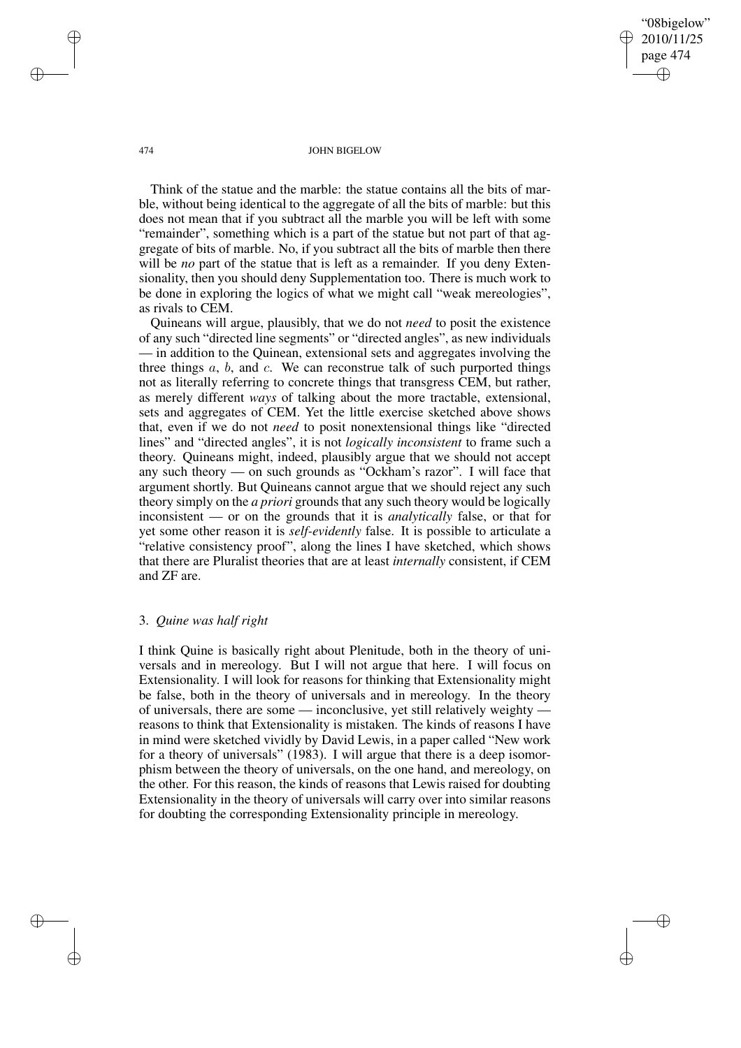Think of the statue and the marble: the statue contains all the bits of marble, without being identical to the aggregate of all the bits of marble: but this does not mean that if you subtract all the marble you will be left with some "remainder", something which is a part of the statue but not part of that aggregate of bits of marble. No, if you subtract all the bits of marble then there will be *no* part of the statue that is left as a remainder. If you deny Extensionality, then you should deny Supplementation too. There is much work to be done in exploring the logics of what we might call "weak mereologies", as rivals to CEM.

Quineans will argue, plausibly, that we do not *need* to posit the existence of any such "directed line segments" or "directed angles", as new individuals — in addition to the Quinean, extensional sets and aggregates involving the three things $a$, $b$, and $c$. We can reconstrue talk of such purported things not as literally referring to concrete things that transgress CEM, but rather, as merely different *ways* of talking about the more tractable, extensional, sets and aggregates of CEM. Yet the little exercise sketched above shows that, even if we do not *need* to posit nonextensional things like "directed lines" and "directed angles", it is not *logically inconsistent* to frame such a theory. Quineans might, indeed, plausibly argue that we should not accept any such theory — on such grounds as "Ockham's razor". I will face that argument shortly. But Quineans cannot argue that we should reject any such theory simply on the *a priori* grounds that any such theory would be logically inconsistent — or on the grounds that it is *analytically* false, or that for yet some other reason it is *self-evidently* false. It is possible to articulate a "relative consistency proof", along the lines I have sketched, which shows that there are Pluralist theories that are at least *internally* consistent, if CEM and ZF are.

## 3. *Quine was half right*

I think Quine is basically right about Plenitude, both in the theory of universals and in mereology. But I will not argue that here. I will focus on Extensionality. I will look for reasons for thinking that Extensionality might be false, both in the theory of universals and in mereology. In the theory of universals, there are some — inconclusive, yet still relatively weighty — reasons to think that Extensionality is mistaken. The kinds of reasons I have in mind were sketched vividly by David Lewis, in a paper called "New work for a theory of universals" (1983). I will argue that there is a deep isomorphism between the theory of universals, on the one hand, and mereology, on the other. For this reason, the kinds of reasons that Lewis raised for doubting Extensionality in the theory of universals will carry over into similar reasons for doubting the corresponding Extensionality principle in mereology.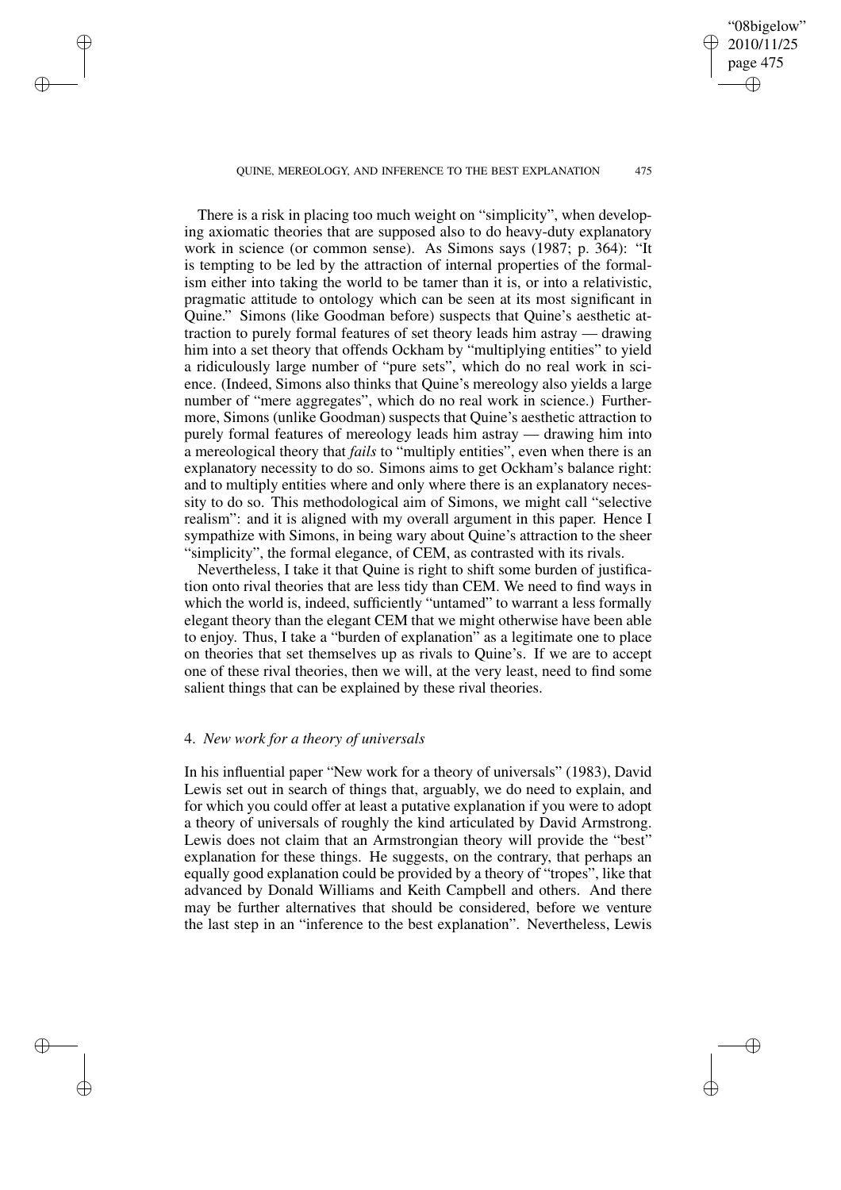There is a risk in placing too much weight on "simplicity", when developing axiomatic theories that are supposed also to do heavy-duty explanatory work in science (or common sense). As Simons says (1987; p. 364): "It is tempting to be led by the attraction of internal properties of the formalism either into taking the world to be tamer than it is, or into a relativistic, pragmatic attitude to ontology which can be seen at its most significant in Quine." Simons (like Goodman before) suspects that Quine's aesthetic attraction to purely formal features of set theory leads him astray — drawing him into a set theory that offends Ockham by "multiplying entities" to yield a ridiculously large number of "pure sets", which do no real work in science. (Indeed, Simons also thinks that Quine's mereology also yields a large number of "mere aggregates", which do no real work in science.) Furthermore, Simons (unlike Goodman) suspects that Quine's aesthetic attraction to purely formal features of mereology leads him astray — drawing him into a mereological theory that *fails* to "multiply entities", even when there is an explanatory necessity to do so. Simons aims to get Ockham's balance right: and to multiply entities where and only where there is an explanatory necessity to do so. This methodological aim of Simons, we might call "selective realism": and it is aligned with my overall argument in this paper. Hence I sympathize with Simons, in being wary about Quine's attraction to the sheer "simplicity", the formal elegance, of CEM, as contrasted with its rivals.

Nevertheless, I take it that Quine is right to shift some burden of justification onto rival theories that are less tidy than CEM. We need to find ways in which the world is, indeed, sufficiently "untamed" to warrant a less formally elegant theory than the elegant CEM that we might otherwise have been able to enjoy. Thus, I take a "burden of explanation" as a legitimate one to place on theories that set themselves up as rivals to Quine's. If we are to accept one of these rival theories, then we will, at the very least, need to find some salient things that can be explained by these rival theories.

## 4. *New work for a theory of universals*

In his influential paper "New work for a theory of universals" (1983), David Lewis set out in search of things that, arguably, we do need to explain, and for which you could offer at least a putative explanation if you were to adopt a theory of universals of roughly the kind articulated by David Armstrong. Lewis does not claim that an Armstrongian theory will provide the "best" explanation for these things. He suggests, on the contrary, that perhaps an equally good explanation could be provided by a theory of "tropes", like that advanced by Donald Williams and Keith Campbell and others. And there may be further alternatives that should be considered, before we venture the last step in an "inference to the best explanation". Nevertheless, Lewis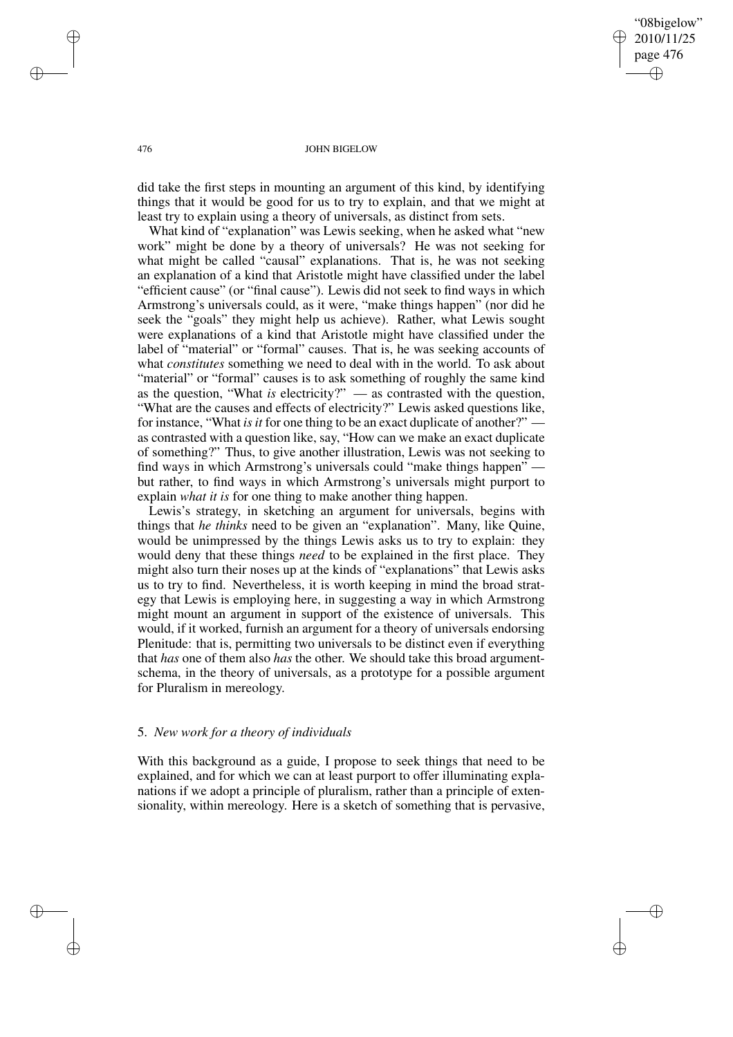did take the first steps in mounting an argument of this kind, by identifying things that it would be good for us to try to explain, and that we might at least try to explain using a theory of universals, as distinct from sets.

What kind of "explanation" was Lewis seeking, when he asked what "new work" might be done by a theory of universals? He was not seeking for what might be called "causal" explanations. That is, he was not seeking an explanation of a kind that Aristotle might have classified under the label "efficient cause" (or "final cause"). Lewis did not seek to find ways in which Armstrong's universals could, as it were, "make things happen" (nor did he seek the "goals" they might help us achieve). Rather, what Lewis sought were explanations of a kind that Aristotle might have classified under the label of "material" or "formal" causes. That is, he was seeking accounts of what *constitutes* something we need to deal with in the world. To ask about "material" or "formal" causes is to ask something of roughly the same kind as the question, "What *is* electricity?" — as contrasted with the question, "What are the causes and effects of electricity?" Lewis asked questions like, for instance, "What *is it* for one thing to be an exact duplicate of another?" — as contrasted with a question like, say, "How can we make an exact duplicate of something?" Thus, to give another illustration, Lewis was not seeking to find ways in which Armstrong's universals could "make things happen" — but rather, to find ways in which Armstrong's universals might purport to explain *what it is* for one thing to make another thing happen.

Lewis's strategy, in sketching an argument for universals, begins with things that *he thinks* need to be given an "explanation". Many, like Quine, would be unimpressed by the things Lewis asks us to try to explain: they would deny that these things *need* to be explained in the first place. They might also turn their noses up at the kinds of "explanations" that Lewis asks us to try to find. Nevertheless, it is worth keeping in mind the broad strategy that Lewis is employing here, in suggesting a way in which Armstrong might mount an argument in support of the existence of universals. This would, if it worked, furnish an argument for a theory of universals endorsing Plenitude: that is, permitting two universals to be distinct even if everything that *has* one of them also *has* the other. We should take this broad argument-schema, in the theory of universals, as a prototype for a possible argument for Pluralism in mereology.

## 5. *New work for a theory of individuals*

With this background as a guide, I propose to seek things that need to be explained, and for which we can at least purport to offer illuminating explanations if we adopt a principle of pluralism, rather than a principle of extensionality, within mereology. Here is a sketch of something that is pervasive,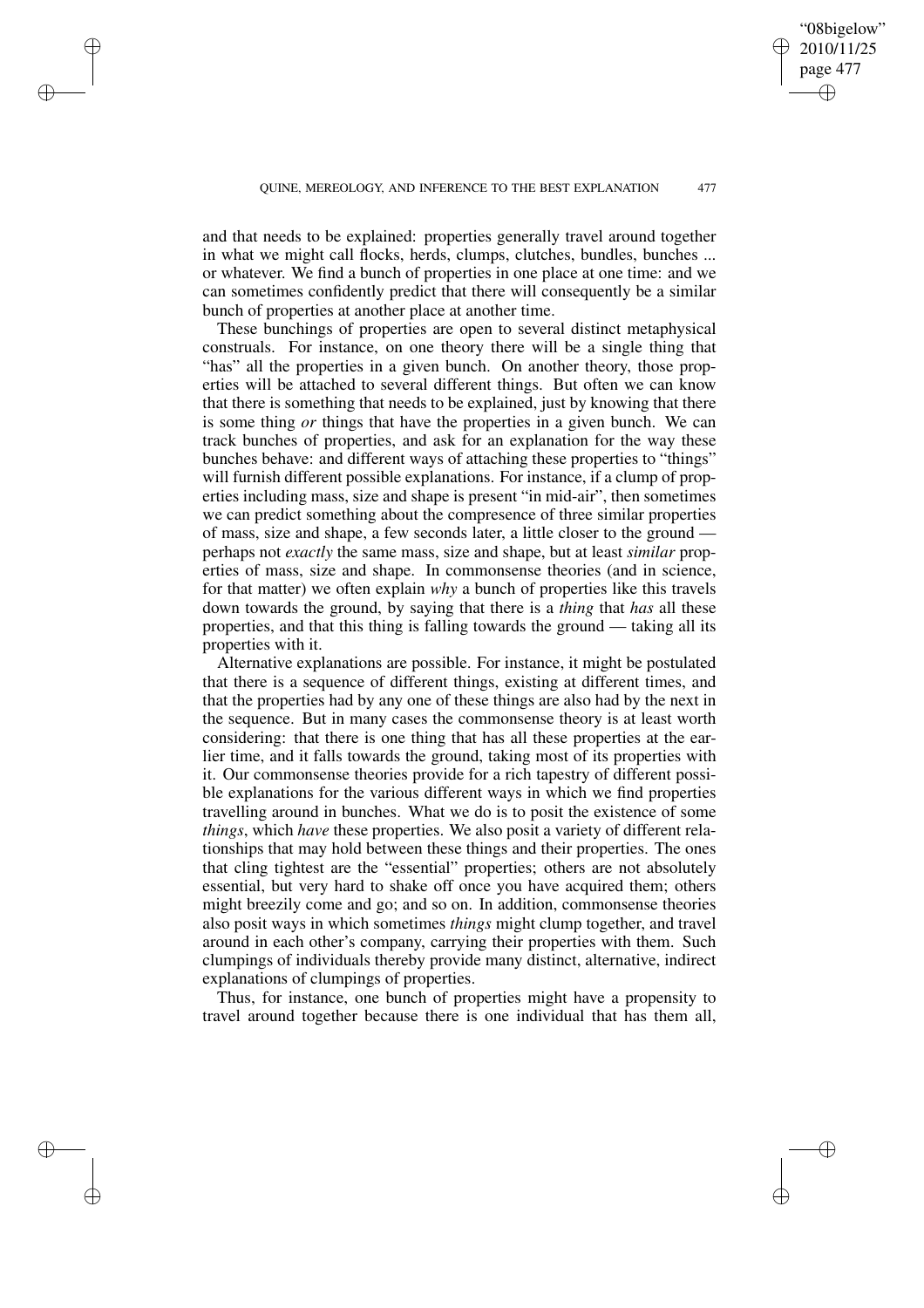and that needs to be explained: properties generally travel around together in what we might call flocks, herds, clumps, clutches, bundles, bunches ... or whatever. We find a bunch of properties in one place at one time: and we can sometimes confidently predict that there will consequently be a similar bunch of properties at another place at another time.

These bunchings of properties are open to several distinct metaphysical construals. For instance, on one theory there will be a single thing that "has" all the properties in a given bunch. On another theory, those properties will be attached to several different things. But often we can know that there is something that needs to be explained, just by knowing that there is some thing *or* things that have the properties in a given bunch. We can track bunches of properties, and ask for an explanation for the way these bunches behave: and different ways of attaching these properties to "things" will furnish different possible explanations. For instance, if a clump of properties including mass, size and shape is present "in mid-air", then sometimes we can predict something about the compresence of three similar properties of mass, size and shape, a few seconds later, a little closer to the ground — perhaps not *exactly* the same mass, size and shape, but at least *similar* properties of mass, size and shape. In commonsense theories (and in science, for that matter) we often explain *why* a bunch of properties like this travels down towards the ground, by saying that there is a *thing* that *has* all these properties, and that this thing is falling towards the ground — taking all its properties with it.

Alternative explanations are possible. For instance, it might be postulated that there is a sequence of different things, existing at different times, and that the properties had by any one of these things are also had by the next in the sequence. But in many cases the commonsense theory is at least worth considering: that there is one thing that has all these properties at the earlier time, and it falls towards the ground, taking most of its properties with it. Our commonsense theories provide for a rich tapestry of different possible explanations for the various different ways in which we find properties travelling around in bunches. What we do is to posit the existence of some *things*, which *have* these properties. We also posit a variety of different relationships that may hold between these things and their properties. The ones that cling tightest are the "essential" properties; others are not absolutely essential, but very hard to shake off once you have acquired them; others might breezily come and go; and so on. In addition, commonsense theories also posit ways in which sometimes *things* might clump together, and travel around in each other's company, carrying their properties with them. Such clumpings of individuals thereby provide many distinct, alternative, indirect explanations of clumpings of properties.

Thus, for instance, one bunch of properties might have a propensity to travel around together because there is one individual that has them all,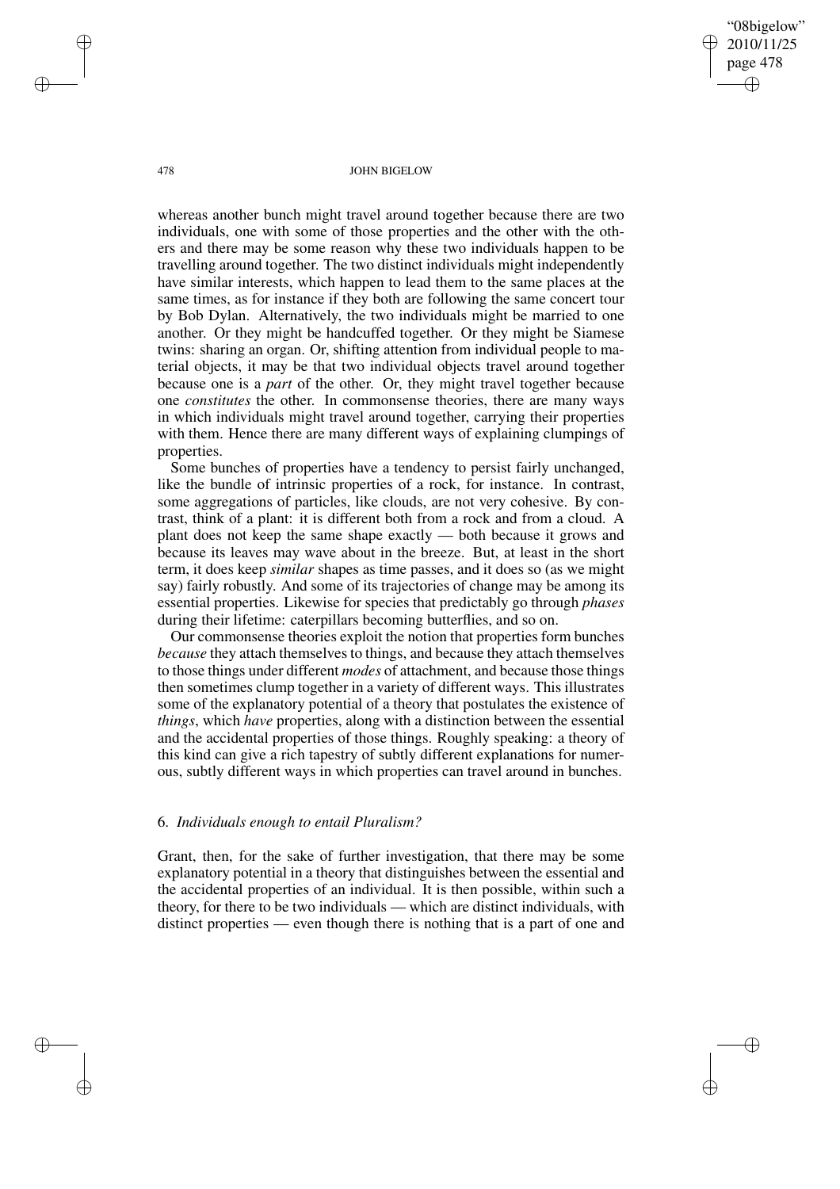whereas another bunch might travel around together because there are two individuals, one with some of those properties and the other with the others and there may be some reason why these two individuals happen to be travelling around together. The two distinct individuals might independently have similar interests, which happen to lead them to the same places at the same times, as for instance if they both are following the same concert tour by Bob Dylan. Alternatively, the two individuals might be married to one another. Or they might be handcuffed together. Or they might be Siamese twins: sharing an organ. Or, shifting attention from individual people to material objects, it may be that two individual objects travel around together because one is a *part* of the other. Or, they might travel together because one *constitutes* the other. In commonsense theories, there are many ways in which individuals might travel around together, carrying their properties with them. Hence there are many different ways of explaining clumpings of properties.

Some bunches of properties have a tendency to persist fairly unchanged, like the bundle of intrinsic properties of a rock, for instance. In contrast, some aggregations of particles, like clouds, are not very cohesive. By contrast, think of a plant: it is different both from a rock and from a cloud. A plant does not keep the same shape exactly — both because it grows and because its leaves may wave about in the breeze. But, at least in the short term, it does keep *similar* shapes as time passes, and it does so (as we might say) fairly robustly. And some of its trajectories of change may be among its essential properties. Likewise for species that predictably go through *phases* during their lifetime: caterpillars becoming butterflies, and so on.

Our commonsense theories exploit the notion that properties form bunches *because* they attach themselves to things, and because they attach themselves to those things under different *modes* of attachment, and because those things then sometimes clump together in a variety of different ways. This illustrates some of the explanatory potential of a theory that postulates the existence of *things*, which *have* properties, along with a distinction between the essential and the accidental properties of those things. Roughly speaking: a theory of this kind can give a rich tapestry of subtly different explanations for numerous, subtly different ways in which properties can travel around in bunches.

## 6. *Individuals enough to entail Pluralism?*

Grant, then, for the sake of further investigation, that there may be some explanatory potential in a theory that distinguishes between the essential and the accidental properties of an individual. It is then possible, within such a theory, for there to be two individuals — which are distinct individuals, with distinct properties — even though there is nothing that is a part of one and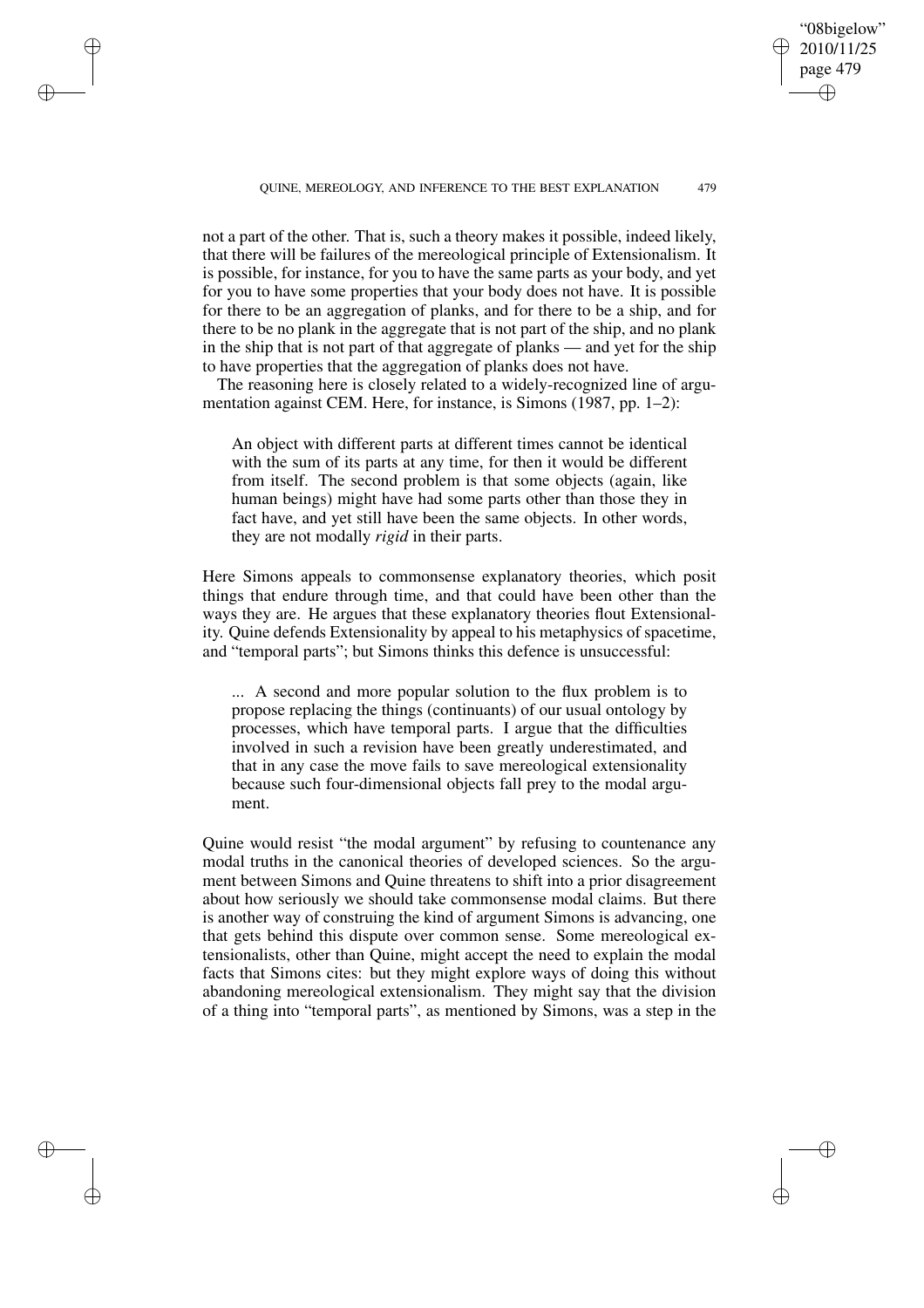not a part of the other. That is, such a theory makes it possible, indeed likely, that there will be failures of the mereological principle of Extensionalism. It is possible, for instance, for you to have the same parts as your body, and yet for you to have some properties that your body does not have. It is possible for there to be an aggregation of planks, and for there to be a ship, and for there to be no plank in the aggregate that is not part of the ship, and no plank in the ship that is not part of that aggregate of planks — and yet for the ship to have properties that the aggregation of planks does not have.

The reasoning here is closely related to a widely-recognized line of argumentation against CEM. Here, for instance, is Simons (1987, pp. 1–2):

> An object with different parts at different times cannot be identical with the sum of its parts at any time, for then it would be different from itself. The second problem is that some objects (again, like human beings) might have had some parts other than those they in fact have, and yet still have been the same objects. In other words, they are not modally *rigid* in their parts.

Here Simons appeals to commonsense explanatory theories, which posit things that endure through time, and that could have been other than the ways they are. He argues that these explanatory theories flout Extensionality. Quine defends Extensionality by appeal to his metaphysics of spacetime, and "temporal parts"; but Simons thinks this defence is unsuccessful:

> ... A second and more popular solution to the flux problem is to propose replacing the things (continuants) of our usual ontology by processes, which have temporal parts. I argue that the difficulties involved in such a revision have been greatly underestimated, and that in any case the move fails to save mereological extensionality because such four-dimensional objects fall prey to the modal argument.

Quine would resist "the modal argument" by refusing to countenance any modal truths in the canonical theories of developed sciences. So the argument between Simons and Quine threatens to shift into a prior disagreement about how seriously we should take commonsense modal claims. But there is another way of construing the kind of argument Simons is advancing, one that gets behind this dispute over common sense. Some mereological extensionalists, other than Quine, might accept the need to explain the modal facts that Simons cites: but they might explore ways of doing this without abandoning mereological extensionalism. They might say that the division of a thing into "temporal parts", as mentioned by Simons, was a step in the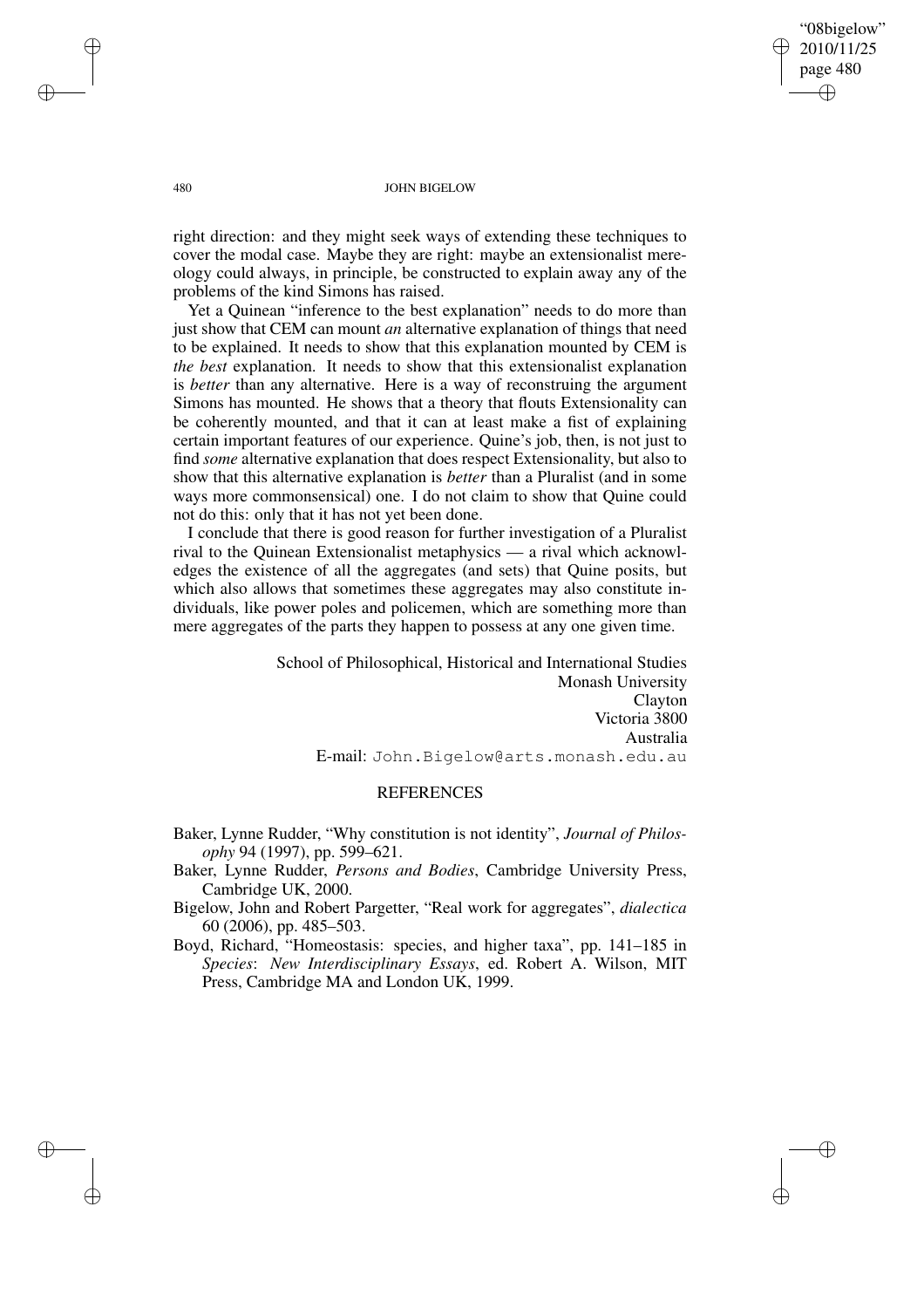right direction: and they might seek ways of extending these techniques to cover the modal case. Maybe they are right: maybe an extensionalist mereology could always, in principle, be constructed to explain away any of the problems of the kind Simons has raised.

Yet a Quinean "inference to the best explanation" needs to do more than just show that CEM can mount *an* alternative explanation of things that need to be explained. It needs to show that this explanation mounted by CEM is *the best* explanation. It needs to show that this extensionalist explanation is *better* than any alternative. Here is a way of reconstruing the argument Simons has mounted. He shows that a theory that flouts Extensionality can be coherently mounted, and that it can at least make a fist of explaining certain important features of our experience. Quine's job, then, is not just to find *some* alternative explanation that does respect Extensionality, but also to show that this alternative explanation is *better* than a Pluralist (and in some ways more commonsensical) one. I do not claim to show that Quine could not do this: only that it has not yet been done.

I conclude that there is good reason for further investigation of a Pluralist rival to the Quinean Extensionalist metaphysics — a rival which acknowledges the existence of all the aggregates (and sets) that Quine posits, but which also allows that sometimes these aggregates may also constitute individuals, like power poles and policemen, which are something more than mere aggregates of the parts they happen to possess at any one given time.

School of Philosophical, Historical and International Studies
Monash University
Clayton
Victoria 3800
Australia
E-mail: John.Bigelow@arts.monash.edu.au

## REFERENCES

Baker, Lynne Rudder, "Why constitution is not identity", *Journal of Philosophy* 94 (1997), pp. 599–621.

Baker, Lynne Rudder, *Persons and Bodies*, Cambridge University Press, Cambridge UK, 2000.

Bigelow, John and Robert Pargetter, "Real work for aggregates", *dialectica* 60 (2006), pp. 485–503.

Boyd, Richard, "Homeostasis: species, and higher taxa", pp. 141–185 in *Species*: *New Interdisciplinary Essays*, ed. Robert A. Wilson, MIT Press, Cambridge MA and London UK, 1999.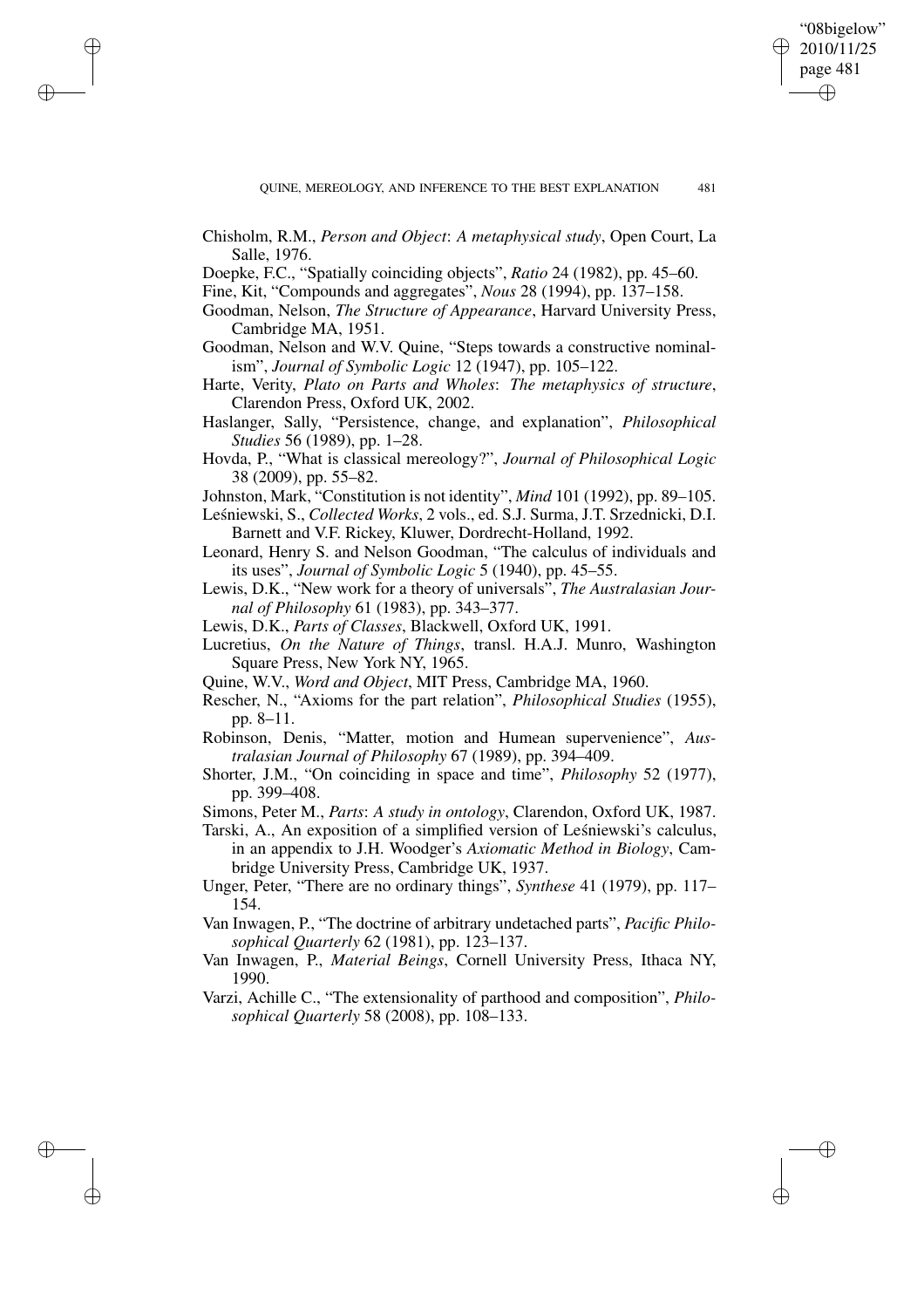Chisholm, R.M., *Person and Object*: *A metaphysical study*, Open Court, La Salle, 1976.

Doepke, F.C., "Spatially coinciding objects", *Ratio* 24 (1982), pp. 45–60.

Fine, Kit, "Compounds and aggregates", *Nous* 28 (1994), pp. 137–158.

Goodman, Nelson, *The Structure of Appearance*, Harvard University Press, Cambridge MA, 1951.

Goodman, Nelson and W.V. Quine, "Steps towards a constructive nominalism", *Journal of Symbolic Logic* 12 (1947), pp. 105–122.

Harte, Verity, *Plato on Parts and Wholes*: *The metaphysics of structure*, Clarendon Press, Oxford UK, 2002.

Haslanger, Sally, "Persistence, change, and explanation", *Philosophical Studies* 56 (1989), pp. 1–28.

Hovda, P., "What is classical mereology?", *Journal of Philosophical Logic* 38 (2009), pp. 55–82.

Johnston, Mark, "Constitution is not identity", *Mind* 101 (1992), pp. 89–105.

Leśniewski, S., *Collected Works*, 2 vols., ed. S.J. Surma, J.T. Srzednicki, D.I. Barnett and V.F. Rickey, Kluwer, Dordrecht-Holland, 1992.

Leonard, Henry S. and Nelson Goodman, "The calculus of individuals and its uses", *Journal of Symbolic Logic* 5 (1940), pp. 45–55.

Lewis, D.K., "New work for a theory of universals", *The Australasian Journal of Philosophy* 61 (1983), pp. 343–377.

Lewis, D.K., *Parts of Classes*, Blackwell, Oxford UK, 1991.

Lucretius, *On the Nature of Things*, transl. H.A.J. Munro, Washington Square Press, New York NY, 1965.

Quine, W.V., *Word and Object*, MIT Press, Cambridge MA, 1960.

Rescher, N., "Axioms for the part relation", *Philosophical Studies* (1955), pp. 8–11.

Robinson, Denis, "Matter, motion and Humean supervenience", *Australasian Journal of Philosophy* 67 (1989), pp. 394–409.

Shorter, J.M., "On coinciding in space and time", *Philosophy* 52 (1977), pp. 399–408.

Simons, Peter M., *Parts*: *A study in ontology*, Clarendon, Oxford UK, 1987.

Tarski, A., An exposition of a simplified version of Leśniewski's calculus, in an appendix to J.H. Woodger's *Axiomatic Method in Biology*, Cambridge University Press, Cambridge UK, 1937.

Unger, Peter, "There are no ordinary things", *Synthese* 41 (1979), pp. 117–154.

Van Inwagen, P., "The doctrine of arbitrary undetached parts", *Pacific Philosophical Quarterly* 62 (1981), pp. 123–137.

Van Inwagen, P., *Material Beings*, Cornell University Press, Ithaca NY, 1990.

Varzi, Achille C., "The extensionality of parthood and composition", *Philosophical Quarterly* 58 (2008), pp. 108–133.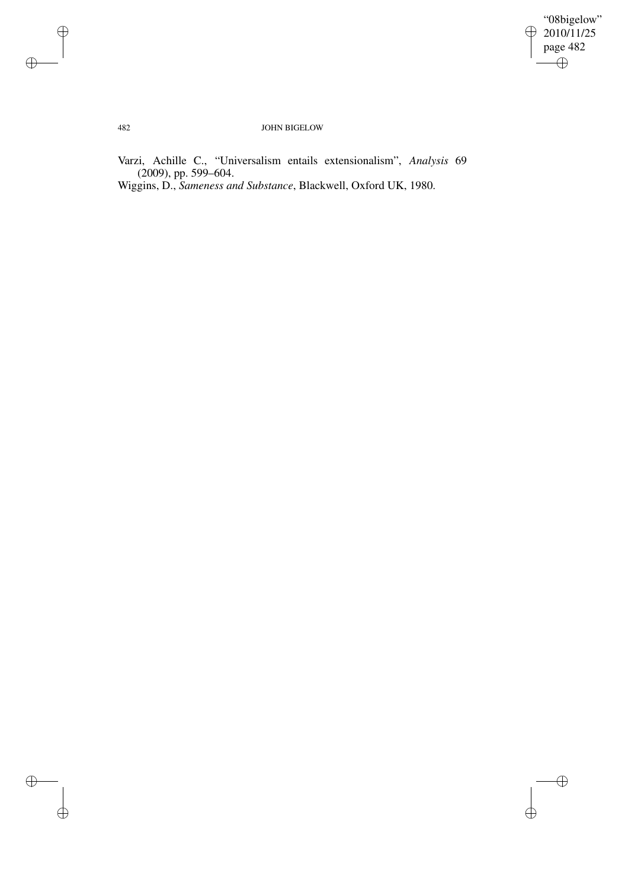Varzi, Achille C., "Universalism entails extensionalism", *Analysis* 69 (2009), pp. 599–604.

Wiggins, D., *Sameness and Substance*, Blackwell, Oxford UK, 1980.